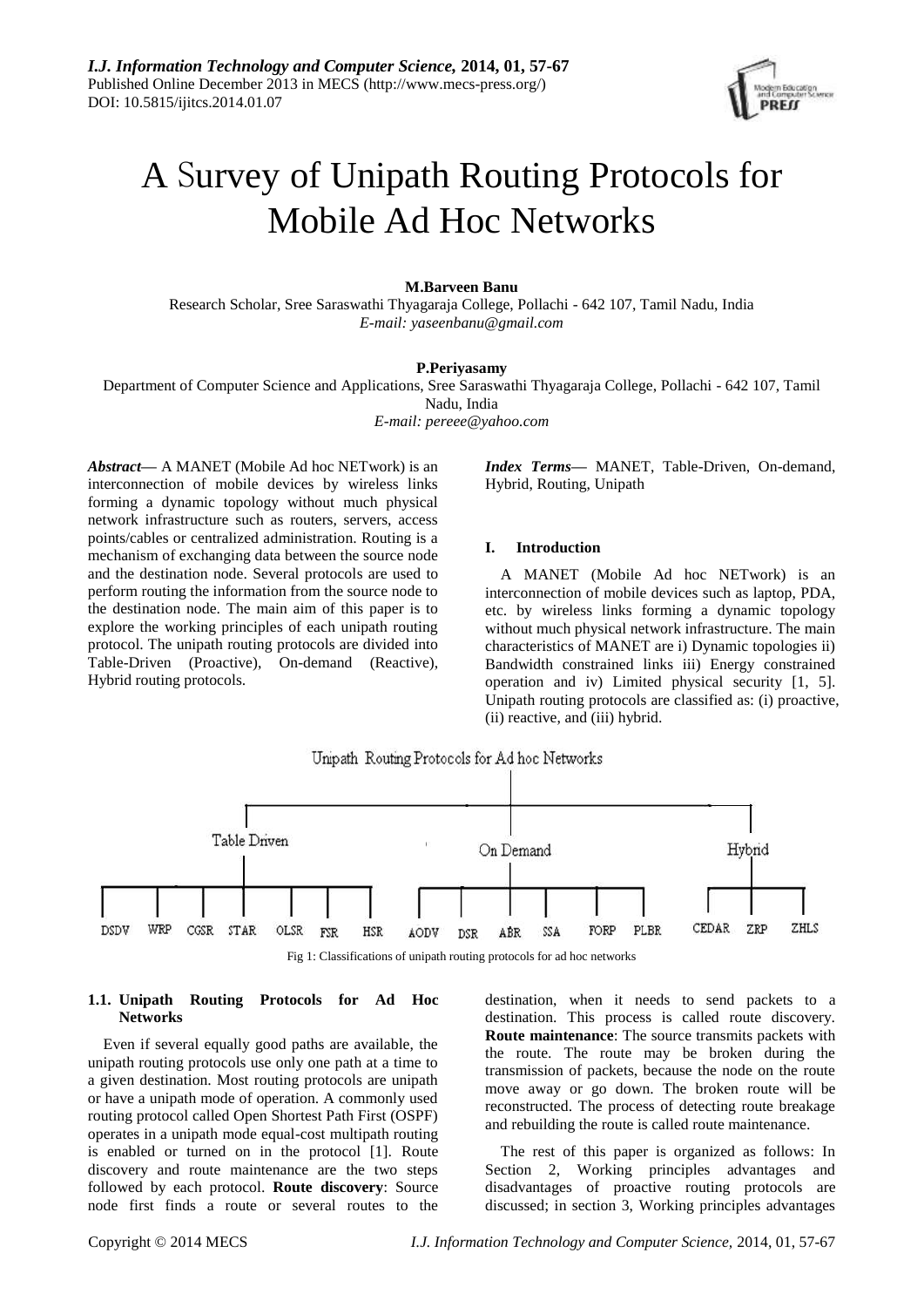# A Survey of Unipath Routing Protocols for Mobile Ad Hoc Networks

**M.Barveen Banu**

Research Scholar, Sree Saraswathi Thyagaraja College, Pollachi - 642 107, Tamil Nadu, India

*E-mail: yaseenbanu@gmail.com*

**P.Periyasamy**

Department of Computer Science and Applications, Sree Saraswathi Thyagaraja College, Pollachi - 642 107, Tamil Nadu, India

*E-mail: pereee@yahoo.com*

***Abstract*—** A MANET (Mobile Ad hoc NETwork) is an interconnection of mobile devices by wireless links forming a dynamic topology without much physical network infrastructure such as routers, servers, access points/cables or centralized administration. Routing is a mechanism of exchanging data between the source node and the destination node. Several protocols are used to perform routing the information from the source node to the destination node. The main aim of this paper is to explore the working principles of each unipath routing protocol. The unipath routing protocols are divided into Table-Driven (Proactive), On-demand (Reactive), Hybrid routing protocols.

***Index Terms*—** MANET, Table-Driven, On-demand, Hybrid, Routing, Unipath

## I. Introduction

A MANET (Mobile Ad hoc NETwork) is an interconnection of mobile devices such as laptop, PDA, etc. by wireless links forming a dynamic topology without much physical network infrastructure. The main characteristics of MANET are i) Dynamic topologies ii) Bandwidth constrained links iii) Energy constrained operation and iv) Limited physical security [1, 5]. Unipath routing protocols are classified as: (i) proactive, (ii) reactive, and (iii) hybrid.

Unipath Routing Protocols for Ad hoc Networks

- Table Driven: DSDV, WRP, CGSR, STAR, OLSR, FSR, HSR
- On Demand: AODV, DSR, ABR, SSA, FORP, PLBR
- Hybrid: CEDAR, ZRP, ZHLS

Fig 1: Classifications of unipath routing protocols for ad hoc networks

### 1.1. Unipath Routing Protocols for Ad Hoc Networks

Even if several equally good paths are available, the unipath routing protocols use only one path at a time to a given destination. Most routing protocols are unipath or have a unipath mode of operation. A commonly used routing protocol called Open Shortest Path First (OSPF) operates in a unipath mode equal-cost multipath routing is enabled or turned on in the protocol [1]. Route discovery and route maintenance are the two steps followed by each protocol. **Route discovery**: Source node first finds a route or several routes to the destination, when it needs to send packets to a destination. This process is called route discovery. **Route maintenance**: The source transmits packets with the route. The route may be broken during the transmission of packets, because the node on the route move away or go down. The broken route will be reconstructed. The process of detecting route breakage and rebuilding the route is called route maintenance.

The rest of this paper is organized as follows: In Section 2, Working principles advantages and disadvantages of proactive routing protocols are discussed; in section 3, Working principles advantages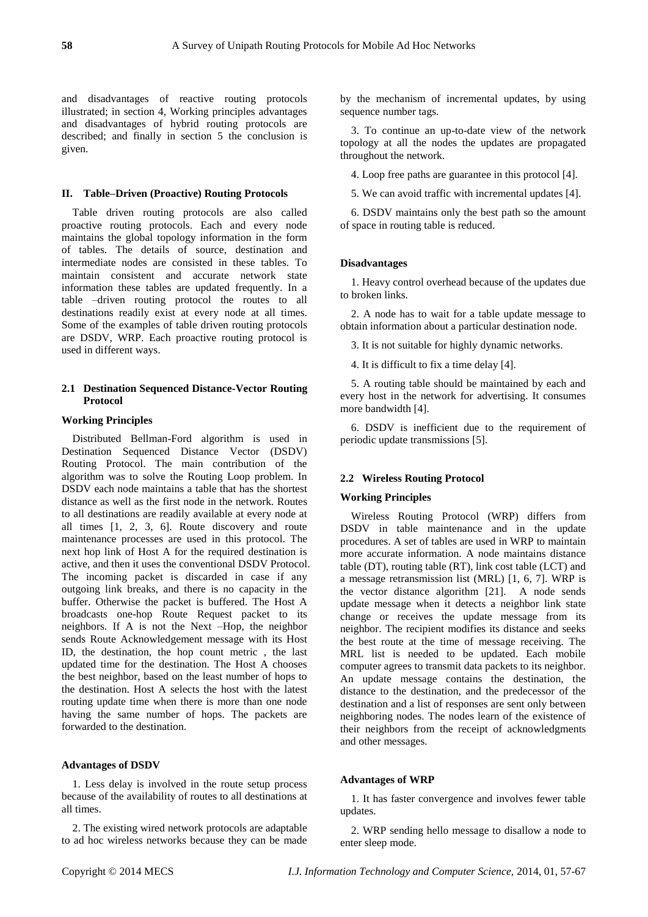and disadvantages of reactive routing protocols illustrated; in section 4, Working principles advantages and disadvantages of hybrid routing protocols are described; and finally in section 5 the conclusion is given.

## II. Table–Driven (Proactive) Routing Protocols

Table driven routing protocols are also called proactive routing protocols. Each and every node maintains the global topology information in the form of tables. The details of source, destination and intermediate nodes are consisted in these tables. To maintain consistent and accurate network state information these tables are updated frequently. In a table –driven routing protocol the routes to all destinations readily exist at every node at all times. Some of the examples of table driven routing protocols are DSDV, WRP. Each proactive routing protocol is used in different ways.

### 2.1 Destination Sequenced Distance-Vector Routing Protocol

**Working Principles**

Distributed Bellman-Ford algorithm is used in Destination Sequenced Distance Vector (DSDV) Routing Protocol. The main contribution of the algorithm was to solve the Routing Loop problem. In DSDV each node maintains a table that has the shortest distance as well as the first node in the network. Routes to all destinations are readily available at every node at all times [1, 2, 3, 6]. Route discovery and route maintenance processes are used in this protocol. The next hop link of Host A for the required destination is active, and then it uses the conventional DSDV Protocol. The incoming packet is discarded in case if any outgoing link breaks, and there is no capacity in the buffer. Otherwise the packet is buffered. The Host A broadcasts one-hop Route Request packet to its neighbors. If A is not the Next –Hop, the neighbor sends Route Acknowledgement message with its Host ID, the destination, the hop count metric , the last updated time for the destination. The Host A chooses the best neighbor, based on the least number of hops to the destination. Host A selects the host with the latest routing update time when there is more than one node having the same number of hops. The packets are forwarded to the destination.

**Advantages of DSDV**

1. Less delay is involved in the route setup process because of the availability of routes to all destinations at all times.

2. The existing wired network protocols are adaptable to ad hoc wireless networks because they can be made by the mechanism of incremental updates, by using sequence number tags.

3. To continue an up-to-date view of the network topology at all the nodes the updates are propagated throughout the network.

4. Loop free paths are guarantee in this protocol [4].

5. We can avoid traffic with incremental updates [4].

6. DSDV maintains only the best path so the amount of space in routing table is reduced.

**Disadvantages**

1. Heavy control overhead because of the updates due to broken links.

2. A node has to wait for a table update message to obtain information about a particular destination node.

3. It is not suitable for highly dynamic networks.

4. It is difficult to fix a time delay [4].

5. A routing table should be maintained by each and every host in the network for advertising. It consumes more bandwidth [4].

6. DSDV is inefficient due to the requirement of periodic update transmissions [5].

### 2.2 Wireless Routing Protocol

**Working Principles**

Wireless Routing Protocol (WRP) differs from DSDV in table maintenance and in the update procedures. A set of tables are used in WRP to maintain more accurate information. A node maintains distance table (DT), routing table (RT), link cost table (LCT) and a message retransmission list (MRL) [1, 6, 7]. WRP is the vector distance algorithm [21]. A node sends update message when it detects a neighbor link state change or receives the update message from its neighbor. The recipient modifies its distance and seeks the best route at the time of message receiving. The MRL list is needed to be updated. Each mobile computer agrees to transmit data packets to its neighbor. An update message contains the destination, the distance to the destination, and the predecessor of the destination and a list of responses are sent only between neighboring nodes. The nodes learn of the existence of their neighbors from the receipt of acknowledgments and other messages.

**Advantages of WRP**

1. It has faster convergence and involves fewer table updates.

2. WRP sending hello message to disallow a node to enter sleep mode.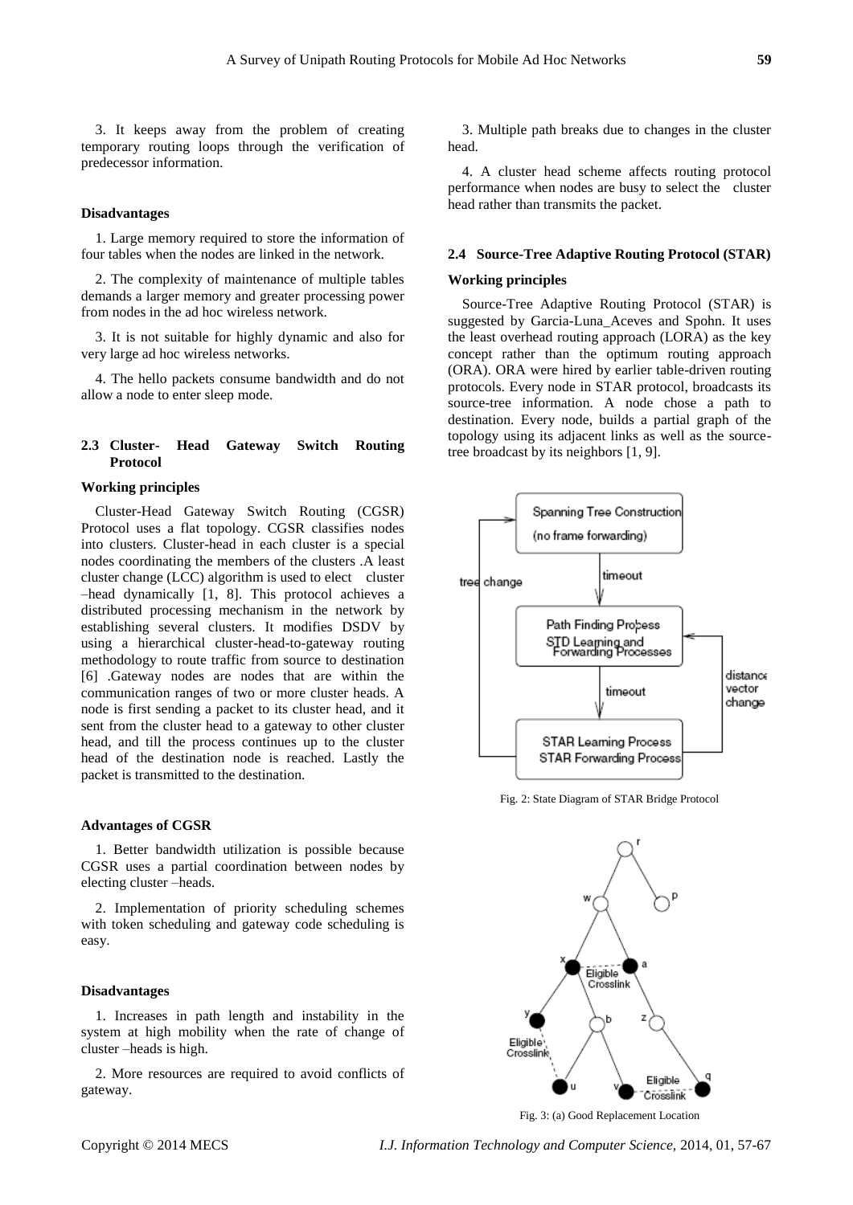3. It keeps away from the problem of creating temporary routing loops through the verification of predecessor information.

#### Disadvantages

1. Large memory required to store the information of four tables when the nodes are linked in the network.

2. The complexity of maintenance of multiple tables demands a larger memory and greater processing power from nodes in the ad hoc wireless network.

3. It is not suitable for highly dynamic and also for very large ad hoc wireless networks.

4. The hello packets consume bandwidth and do not allow a node to enter sleep mode.

### 2.3 Cluster- Head Gateway Switch Routing Protocol

#### Working principles

Cluster-Head Gateway Switch Routing (CGSR) Protocol uses a flat topology. CGSR classifies nodes into clusters. Cluster-head in each cluster is a special nodes coordinating the members of the clusters .A least cluster change (LCC) algorithm is used to elect cluster –head dynamically [1, 8]. This protocol achieves a distributed processing mechanism in the network by establishing several clusters. It modifies DSDV by using a hierarchical cluster-head-to-gateway routing methodology to route traffic from source to destination [6] .Gateway nodes are nodes that are within the communication ranges of two or more cluster heads. A node is first sending a packet to its cluster head, and it sent from the cluster head to a gateway to other cluster head, and till the process continues up to the cluster head of the destination node is reached. Lastly the packet is transmitted to the destination.

#### Advantages of CGSR

1. Better bandwidth utilization is possible because CGSR uses a partial coordination between nodes by electing cluster –heads.

2. Implementation of priority scheduling schemes with token scheduling and gateway code scheduling is easy.

#### Disadvantages

1. Increases in path length and instability in the system at high mobility when the rate of change of cluster –heads is high.

2. More resources are required to avoid conflicts of gateway.

3. Multiple path breaks due to changes in the cluster head.

4. A cluster head scheme affects routing protocol performance when nodes are busy to select the cluster head rather than transmits the packet.

### 2.4 Source-Tree Adaptive Routing Protocol (STAR)

#### Working principles

Source-Tree Adaptive Routing Protocol (STAR) is suggested by Garcia-Luna_Aceves and Spohn. It uses the least overhead routing approach (LORA) as the key concept rather than the optimum routing approach (ORA). ORA were hired by earlier table-driven routing protocols. Every node in STAR protocol, broadcasts its source-tree information. A node chose a path to destination. Every node, builds a partial graph of the topology using its adjacent links as well as the source-tree broadcast by its neighbors [1, 9].

Fig. 2: State Diagram of STAR Bridge Protocol

Fig. 3: (a) Good Replacement Location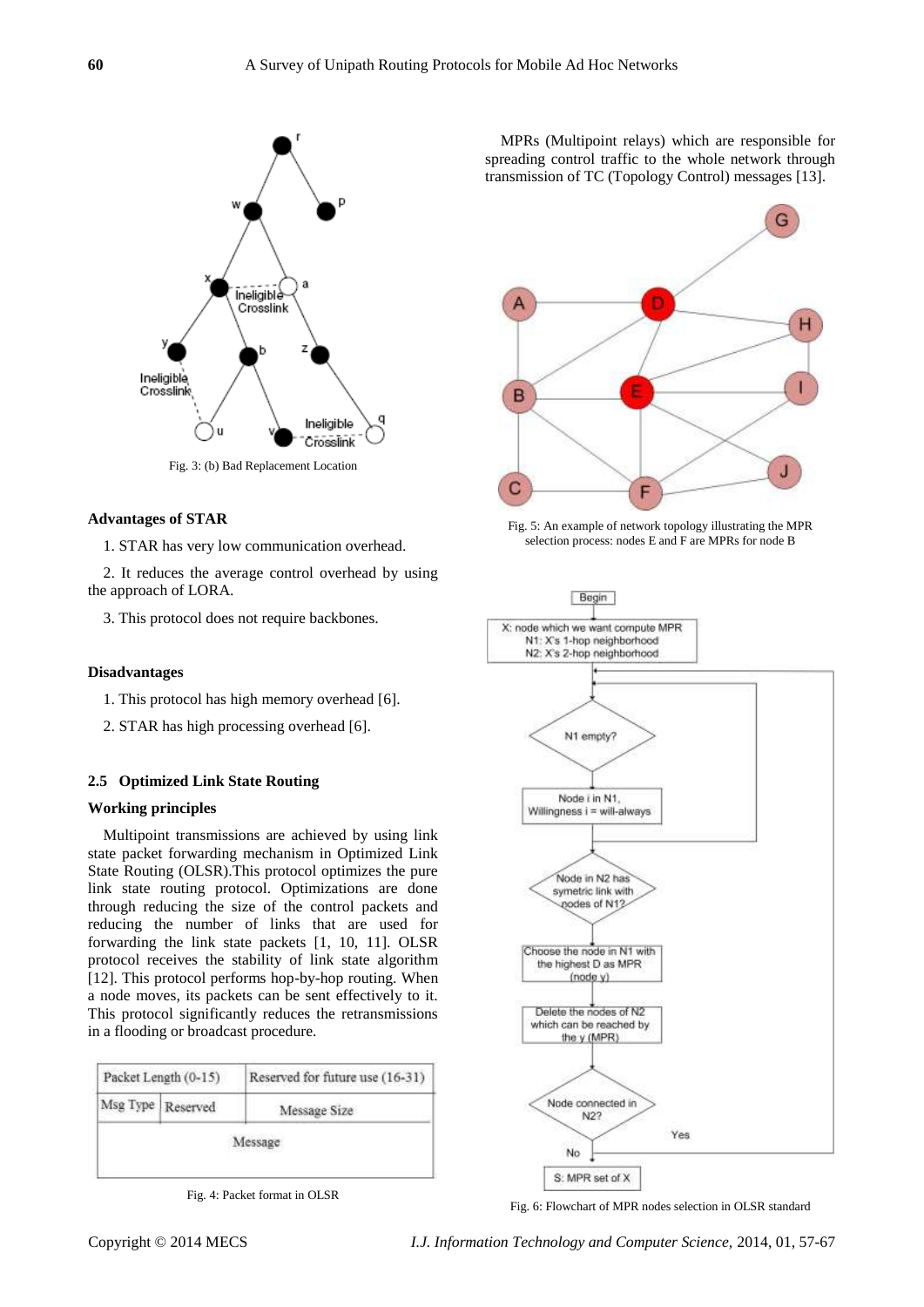Fig. 3: (b) Bad Replacement Location

**Advantages of STAR**

1. STAR has very low communication overhead.

2. It reduces the average control overhead by using the approach of LORA.

3. This protocol does not require backbones.

**Disadvantages**

1. This protocol has high memory overhead [6].

2. STAR has high processing overhead [6].

### 2.5 Optimized Link State Routing

**Working principles**

Multipoint transmissions are achieved by using link state packet forwarding mechanism in Optimized Link State Routing (OLSR).This protocol optimizes the pure link state routing protocol. Optimizations are done through reducing the size of the control packets and reducing the number of links that are used for forwarding the link state packets [1, 10, 11]. OLSR protocol receives the stability of link state algorithm [12]. This protocol performs hop-by-hop routing. When a node moves, its packets can be sent effectively to it. This protocol significantly reduces the retransmissions in a flooding or broadcast procedure.

| Packet Length (0-15) | | Reserved for future use (16-31) |
|---|---|---|
| Msg Type | Reserved | Message Size |
| Message | | |

Fig. 4: Packet format in OLSR

MPRs (Multipoint relays) which are responsible for spreading control traffic to the whole network through transmission of TC (Topology Control) messages [13].

Fig. 5: An example of network topology illustrating the MPR selection process: nodes E and F are MPRs for node B

Fig. 6: Flowchart of MPR nodes selection in OLSR standard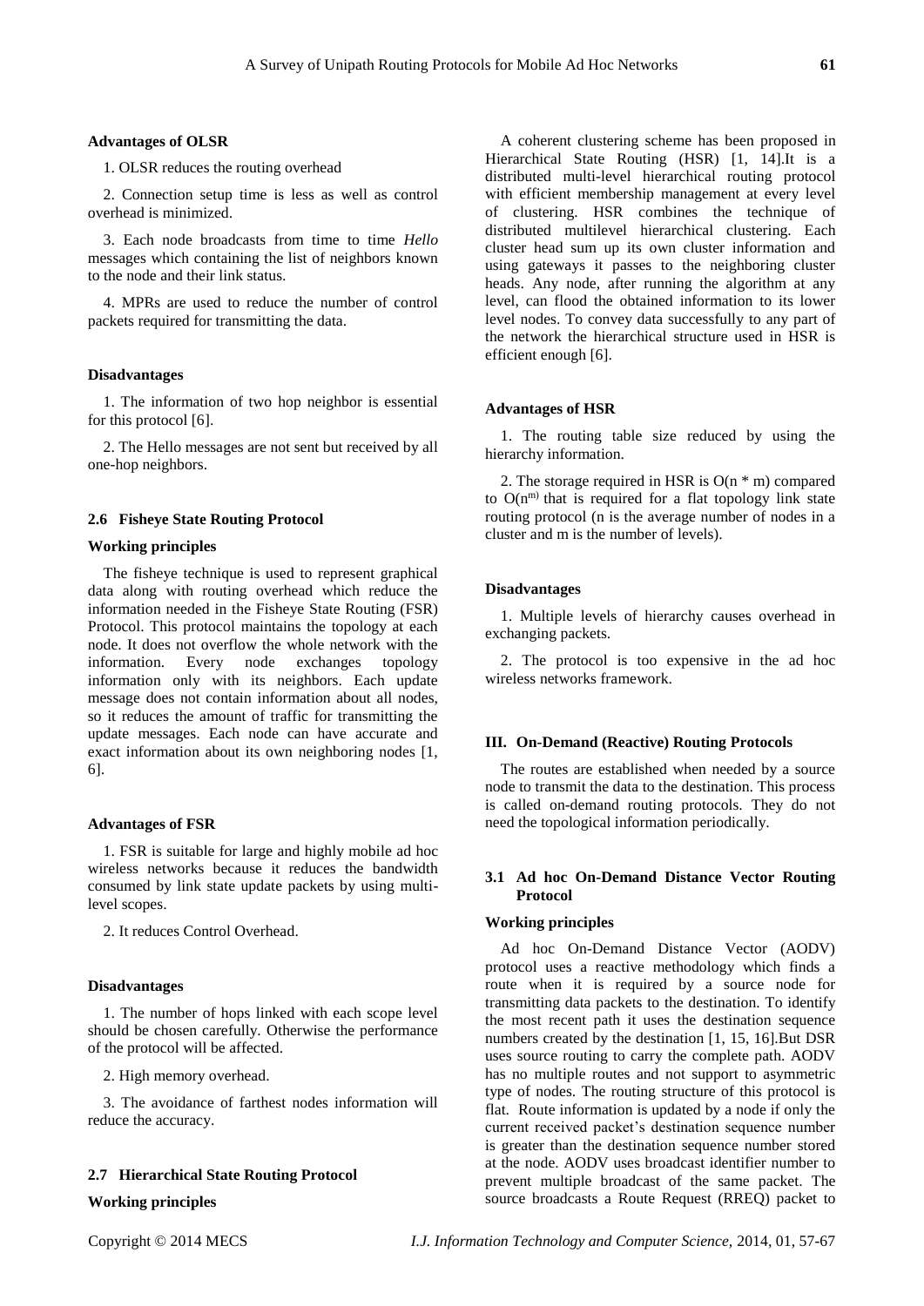**Advantages of OLSR**

1. OLSR reduces the routing overhead

2. Connection setup time is less as well as control overhead is minimized.

3. Each node broadcasts from time to time *Hello* messages which containing the list of neighbors known to the node and their link status.

4. MPRs are used to reduce the number of control packets required for transmitting the data.

**Disadvantages**

1. The information of two hop neighbor is essential for this protocol [6].

2. The Hello messages are not sent but received by all one-hop neighbors.

### 2.6 Fisheye State Routing Protocol

**Working principles**

The fisheye technique is used to represent graphical data along with routing overhead which reduce the information needed in the Fisheye State Routing (FSR) Protocol. This protocol maintains the topology at each node. It does not overflow the whole network with the information. Every node exchanges topology information only with its neighbors. Each update message does not contain information about all nodes, so it reduces the amount of traffic for transmitting the update messages. Each node can have accurate and exact information about its own neighboring nodes [1, 6].

**Advantages of FSR**

1. FSR is suitable for large and highly mobile ad hoc wireless networks because it reduces the bandwidth consumed by link state update packets by using multi-level scopes.

2. It reduces Control Overhead.

**Disadvantages**

1. The number of hops linked with each scope level should be chosen carefully. Otherwise the performance of the protocol will be affected.

2. High memory overhead.

3. The avoidance of farthest nodes information will reduce the accuracy.

### 2.7 Hierarchical State Routing Protocol

**Working principles**

A coherent clustering scheme has been proposed in Hierarchical State Routing (HSR) [1, 14].It is a distributed multi-level hierarchical routing protocol with efficient membership management at every level of clustering. HSR combines the technique of distributed multilevel hierarchical clustering. Each cluster head sum up its own cluster information and using gateways it passes to the neighboring cluster heads. Any node, after running the algorithm at any level, can flood the obtained information to its lower level nodes. To convey data successfully to any part of the network the hierarchical structure used in HSR is efficient enough [6].

**Advantages of HSR**

1. The routing table size reduced by using the hierarchy information.

2. The storage required in HSR is $O(n * m)$ compared to $O(n^m)$ that is required for a flat topology link state routing protocol (n is the average number of nodes in a cluster and m is the number of levels).

**Disadvantages**

1. Multiple levels of hierarchy causes overhead in exchanging packets.

2. The protocol is too expensive in the ad hoc wireless networks framework.

## III. On-Demand (Reactive) Routing Protocols

The routes are established when needed by a source node to transmit the data to the destination. This process is called on-demand routing protocols. They do not need the topological information periodically.

### 3.1 Ad hoc On-Demand Distance Vector Routing Protocol

**Working principles**

Ad hoc On-Demand Distance Vector (AODV) protocol uses a reactive methodology which finds a route when it is required by a source node for transmitting data packets to the destination. To identify the most recent path it uses the destination sequence numbers created by the destination [1, 15, 16].But DSR uses source routing to carry the complete path. AODV has no multiple routes and not support to asymmetric type of nodes. The routing structure of this protocol is flat. Route information is updated by a node if only the current received packet's destination sequence number is greater than the destination sequence number stored at the node. AODV uses broadcast identifier number to prevent multiple broadcast of the same packet. The source broadcasts a Route Request (RREQ) packet to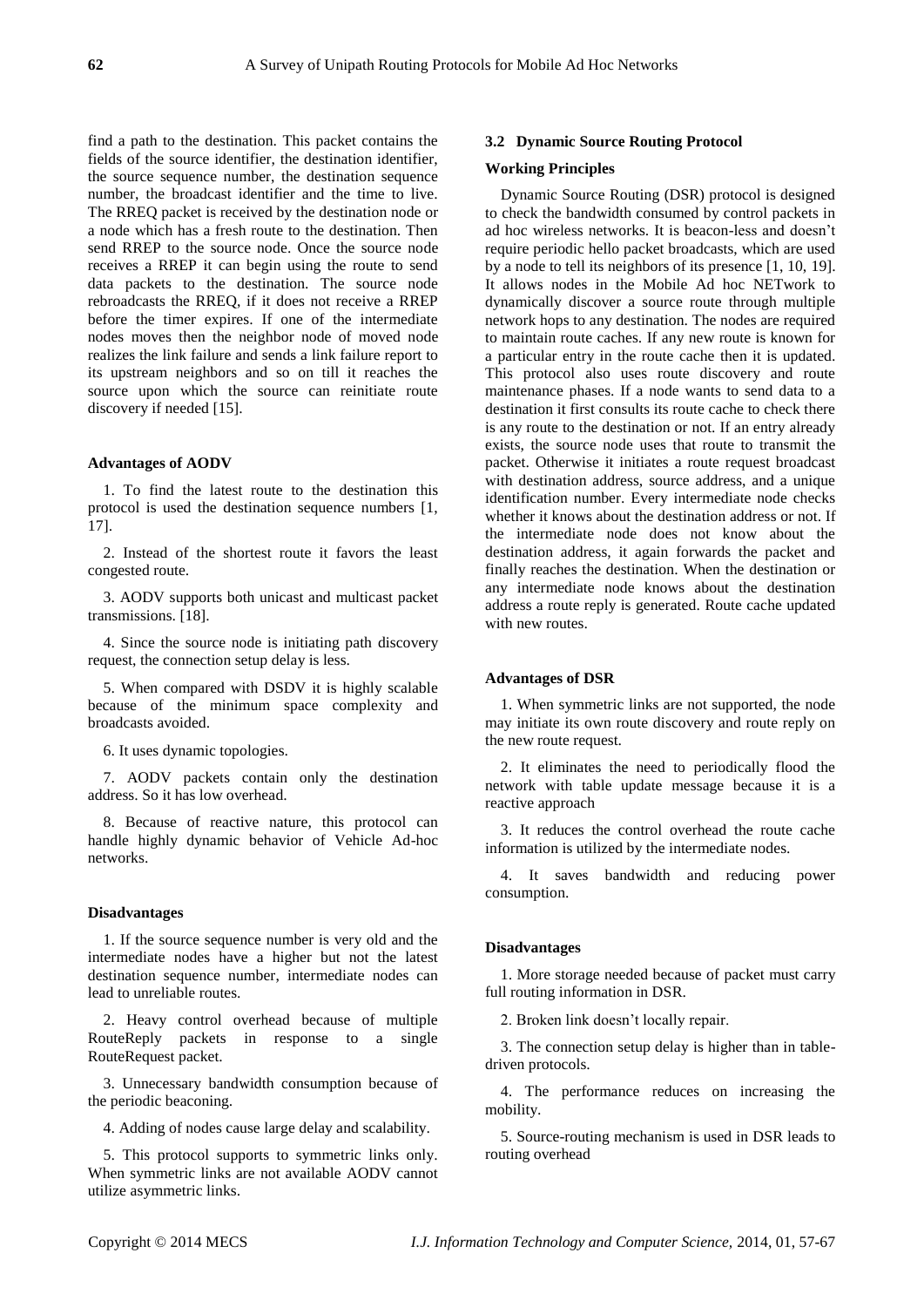find a path to the destination. This packet contains the fields of the source identifier, the destination identifier, the source sequence number, the destination sequence number, the broadcast identifier and the time to live. The RREQ packet is received by the destination node or a node which has a fresh route to the destination. Then send RREP to the source node. Once the source node receives a RREP it can begin using the route to send data packets to the destination. The source node rebroadcasts the RREQ, if it does not receive a RREP before the timer expires. If one of the intermediate nodes moves then the neighbor node of moved node realizes the link failure and sends a link failure report to its upstream neighbors and so on till it reaches the source upon which the source can reinitiate route discovery if needed [15].

#### Advantages of AODV

1. To find the latest route to the destination this protocol is used the destination sequence numbers [1, 17].

2. Instead of the shortest route it favors the least congested route.

3. AODV supports both unicast and multicast packet transmissions. [18].

4. Since the source node is initiating path discovery request, the connection setup delay is less.

5. When compared with DSDV it is highly scalable because of the minimum space complexity and broadcasts avoided.

6. It uses dynamic topologies.

7. AODV packets contain only the destination address. So it has low overhead.

8. Because of reactive nature, this protocol can handle highly dynamic behavior of Vehicle Ad-hoc networks.

#### Disadvantages

1. If the source sequence number is very old and the intermediate nodes have a higher but not the latest destination sequence number, intermediate nodes can lead to unreliable routes.

2. Heavy control overhead because of multiple RouteReply packets in response to a single RouteRequest packet.

3. Unnecessary bandwidth consumption because of the periodic beaconing.

4. Adding of nodes cause large delay and scalability.

5. This protocol supports to symmetric links only. When symmetric links are not available AODV cannot utilize asymmetric links.

### 3.2 Dynamic Source Routing Protocol

#### Working Principles

Dynamic Source Routing (DSR) protocol is designed to check the bandwidth consumed by control packets in ad hoc wireless networks. It is beacon-less and doesn't require periodic hello packet broadcasts, which are used by a node to tell its neighbors of its presence [1, 10, 19]. It allows nodes in the Mobile Ad hoc NETwork to dynamically discover a source route through multiple network hops to any destination. The nodes are required to maintain route caches. If any new route is known for a particular entry in the route cache then it is updated. This protocol also uses route discovery and route maintenance phases. If a node wants to send data to a destination it first consults its route cache to check there is any route to the destination or not. If an entry already exists, the source node uses that route to transmit the packet. Otherwise it initiates a route request broadcast with destination address, source address, and a unique identification number. Every intermediate node checks whether it knows about the destination address or not. If the intermediate node does not know about the destination address, it again forwards the packet and finally reaches the destination. When the destination or any intermediate node knows about the destination address a route reply is generated. Route cache updated with new routes.

#### Advantages of DSR

1. When symmetric links are not supported, the node may initiate its own route discovery and route reply on the new route request.

2. It eliminates the need to periodically flood the network with table update message because it is a reactive approach

3. It reduces the control overhead the route cache information is utilized by the intermediate nodes.

4. It saves bandwidth and reducing power consumption.

#### Disadvantages

1. More storage needed because of packet must carry full routing information in DSR.

2. Broken link doesn't locally repair.

3. The connection setup delay is higher than in table-driven protocols.

4. The performance reduces on increasing the mobility.

5. Source-routing mechanism is used in DSR leads to routing overhead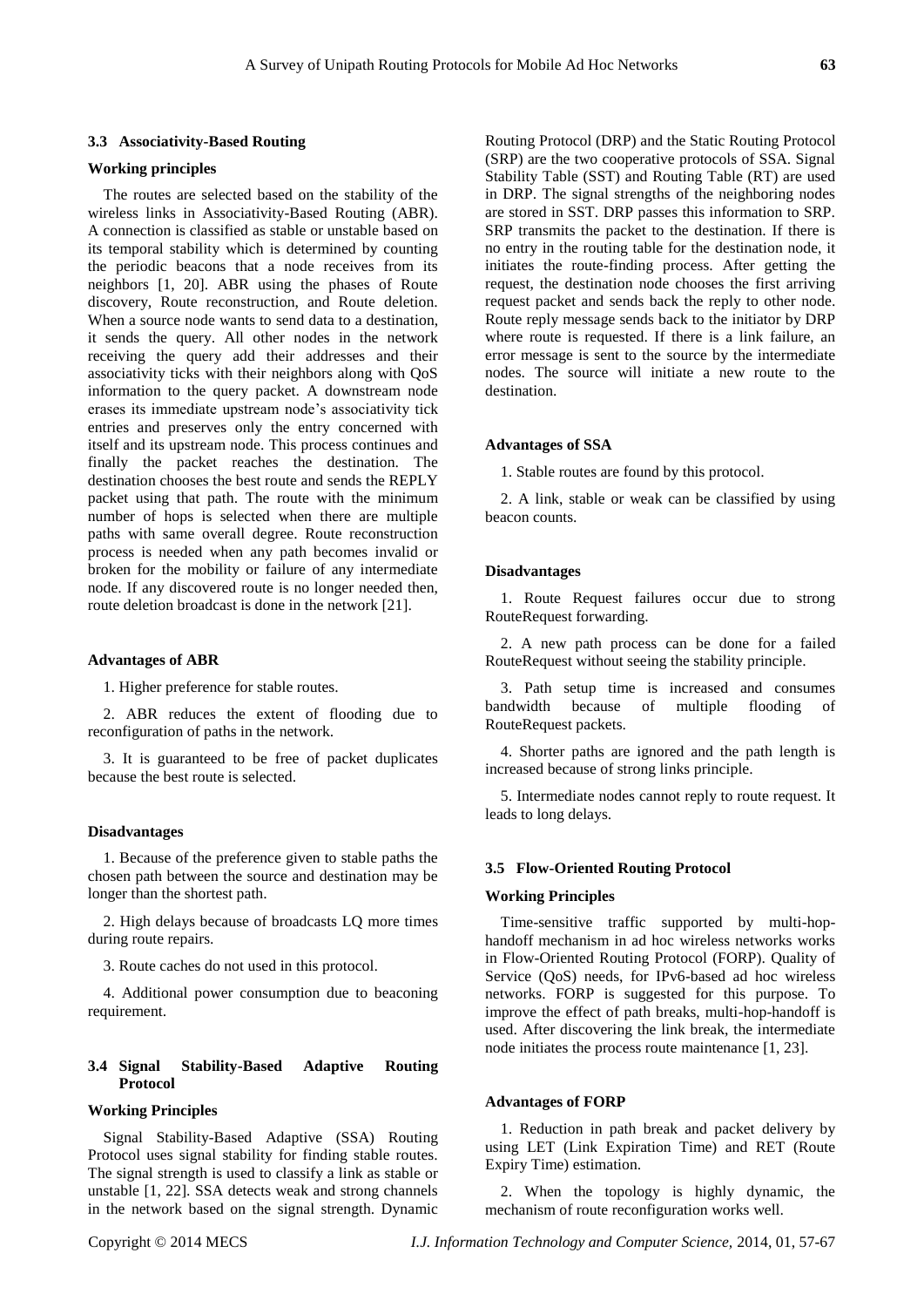### 3.3 Associativity-Based Routing

#### Working principles

The routes are selected based on the stability of the wireless links in Associativity-Based Routing (ABR). A connection is classified as stable or unstable based on its temporal stability which is determined by counting the periodic beacons that a node receives from its neighbors [1, 20]. ABR using the phases of Route discovery, Route reconstruction, and Route deletion. When a source node wants to send data to a destination, it sends the query. All other nodes in the network receiving the query add their addresses and their associativity ticks with their neighbors along with QoS information to the query packet. A downstream node erases its immediate upstream node's associativity tick entries and preserves only the entry concerned with itself and its upstream node. This process continues and finally the packet reaches the destination. The destination chooses the best route and sends the REPLY packet using that path. The route with the minimum number of hops is selected when there are multiple paths with same overall degree. Route reconstruction process is needed when any path becomes invalid or broken for the mobility or failure of any intermediate node. If any discovered route is no longer needed then, route deletion broadcast is done in the network [21].

#### Advantages of ABR

1. Higher preference for stable routes.

2. ABR reduces the extent of flooding due to reconfiguration of paths in the network.

3. It is guaranteed to be free of packet duplicates because the best route is selected.

#### Disadvantages

1. Because of the preference given to stable paths the chosen path between the source and destination may be longer than the shortest path.

2. High delays because of broadcasts LQ more times during route repairs.

3. Route caches do not used in this protocol.

4. Additional power consumption due to beaconing requirement.

### 3.4 Signal Stability-Based Adaptive Routing Protocol

#### Working Principles

Signal Stability-Based Adaptive (SSA) Routing Protocol uses signal stability for finding stable routes. The signal strength is used to classify a link as stable or unstable [1, 22]. SSA detects weak and strong channels in the network based on the signal strength. Dynamic Routing Protocol (DRP) and the Static Routing Protocol (SRP) are the two cooperative protocols of SSA. Signal Stability Table (SST) and Routing Table (RT) are used in DRP. The signal strengths of the neighboring nodes are stored in SST. DRP passes this information to SRP. SRP transmits the packet to the destination. If there is no entry in the routing table for the destination node, it initiates the route-finding process. After getting the request, the destination node chooses the first arriving request packet and sends back the reply to other node. Route reply message sends back to the initiator by DRP where route is requested. If there is a link failure, an error message is sent to the source by the intermediate nodes. The source will initiate a new route to the destination.

#### Advantages of SSA

1. Stable routes are found by this protocol.

2. A link, stable or weak can be classified by using beacon counts.

#### Disadvantages

1. Route Request failures occur due to strong RouteRequest forwarding.

2. A new path process can be done for a failed RouteRequest without seeing the stability principle.

3. Path setup time is increased and consumes bandwidth because of multiple flooding of RouteRequest packets.

4. Shorter paths are ignored and the path length is increased because of strong links principle.

5. Intermediate nodes cannot reply to route request. It leads to long delays.

### 3.5 Flow-Oriented Routing Protocol

#### Working Principles

Time-sensitive traffic supported by multi-hop-handoff mechanism in ad hoc wireless networks works in Flow-Oriented Routing Protocol (FORP). Quality of Service (QoS) needs, for IPv6-based ad hoc wireless networks. FORP is suggested for this purpose. To improve the effect of path breaks, multi-hop-handoff is used. After discovering the link break, the intermediate node initiates the process route maintenance [1, 23].

#### Advantages of FORP

1. Reduction in path break and packet delivery by using LET (Link Expiration Time) and RET (Route Expiry Time) estimation.

2. When the topology is highly dynamic, the mechanism of route reconfiguration works well.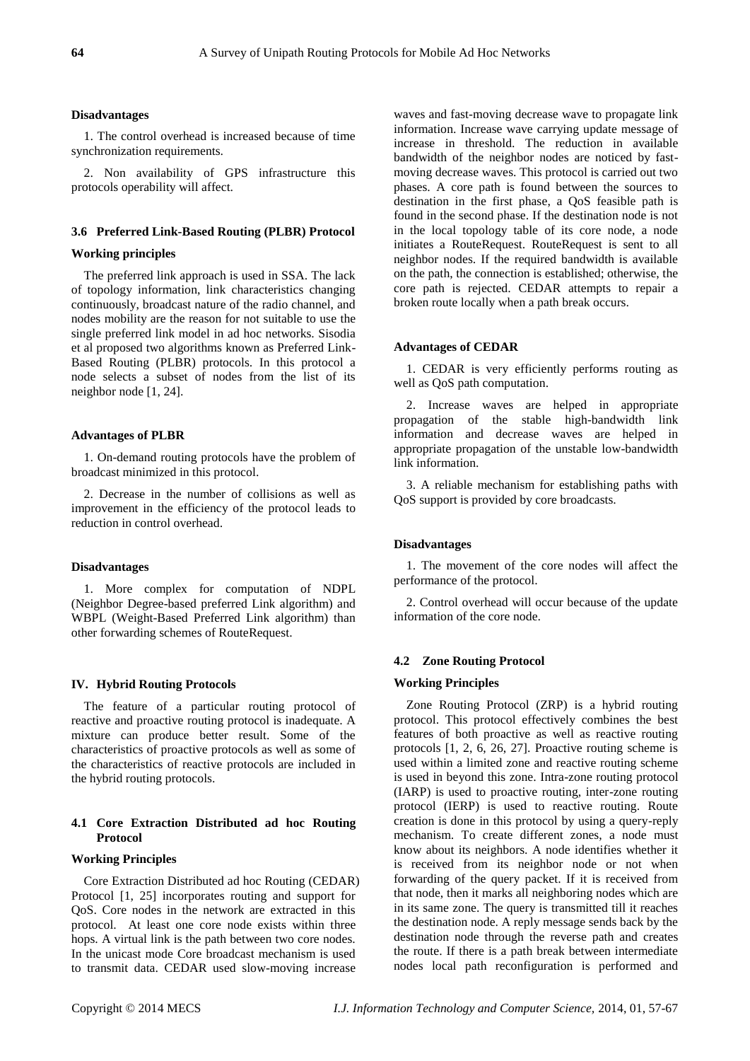**Disadvantages**

1. The control overhead is increased because of time synchronization requirements.

2. Non availability of GPS infrastructure this protocols operability will affect.

### 3.6 Preferred Link-Based Routing (PLBR) Protocol

**Working principles**

The preferred link approach is used in SSA. The lack of topology information, link characteristics changing continuously, broadcast nature of the radio channel, and nodes mobility are the reason for not suitable to use the single preferred link model in ad hoc networks. Sisodia et al proposed two algorithms known as Preferred Link-Based Routing (PLBR) protocols. In this protocol a node selects a subset of nodes from the list of its neighbor node [1, 24].

**Advantages of PLBR**

1. On-demand routing protocols have the problem of broadcast minimized in this protocol.

2. Decrease in the number of collisions as well as improvement in the efficiency of the protocol leads to reduction in control overhead.

**Disadvantages**

1. More complex for computation of NDPL (Neighbor Degree-based preferred Link algorithm) and WBPL (Weight-Based Preferred Link algorithm) than other forwarding schemes of RouteRequest.

## IV. Hybrid Routing Protocols

The feature of a particular routing protocol of reactive and proactive routing protocol is inadequate. A mixture can produce better result. Some of the characteristics of proactive protocols as well as some of the characteristics of reactive protocols are included in the hybrid routing protocols.

### 4.1 Core Extraction Distributed ad hoc Routing Protocol

**Working Principles**

Core Extraction Distributed ad hoc Routing (CEDAR) Protocol [1, 25] incorporates routing and support for QoS. Core nodes in the network are extracted in this protocol. At least one core node exists within three hops. A virtual link is the path between two core nodes. In the unicast mode Core broadcast mechanism is used to transmit data. CEDAR used slow-moving increase waves and fast-moving decrease wave to propagate link information. Increase wave carrying update message of increase in threshold. The reduction in available bandwidth of the neighbor nodes are noticed by fast-moving decrease waves. This protocol is carried out two phases. A core path is found between the sources to destination in the first phase, a QoS feasible path is found in the second phase. If the destination node is not in the local topology table of its core node, a node initiates a RouteRequest. RouteRequest is sent to all neighbor nodes. If the required bandwidth is available on the path, the connection is established; otherwise, the core path is rejected. CEDAR attempts to repair a broken route locally when a path break occurs.

**Advantages of CEDAR**

1. CEDAR is very efficiently performs routing as well as QoS path computation.

2. Increase waves are helped in appropriate propagation of the stable high-bandwidth link information and decrease waves are helped in appropriate propagation of the unstable low-bandwidth link information.

3. A reliable mechanism for establishing paths with QoS support is provided by core broadcasts.

**Disadvantages**

1. The movement of the core nodes will affect the performance of the protocol.

2. Control overhead will occur because of the update information of the core node.

### 4.2 Zone Routing Protocol

**Working Principles**

Zone Routing Protocol (ZRP) is a hybrid routing protocol. This protocol effectively combines the best features of both proactive as well as reactive routing protocols [1, 2, 6, 26, 27]. Proactive routing scheme is used within a limited zone and reactive routing scheme is used in beyond this zone. Intra-zone routing protocol (IARP) is used to proactive routing, inter-zone routing protocol (IERP) is used to reactive routing. Route creation is done in this protocol by using a query-reply mechanism. To create different zones, a node must know about its neighbors. A node identifies whether it is received from its neighbor node or not when forwarding of the query packet. If it is received from that node, then it marks all neighboring nodes which are in its same zone. The query is transmitted till it reaches the destination node. A reply message sends back by the destination node through the reverse path and creates the route. If there is a path break between intermediate nodes local path reconfiguration is performed and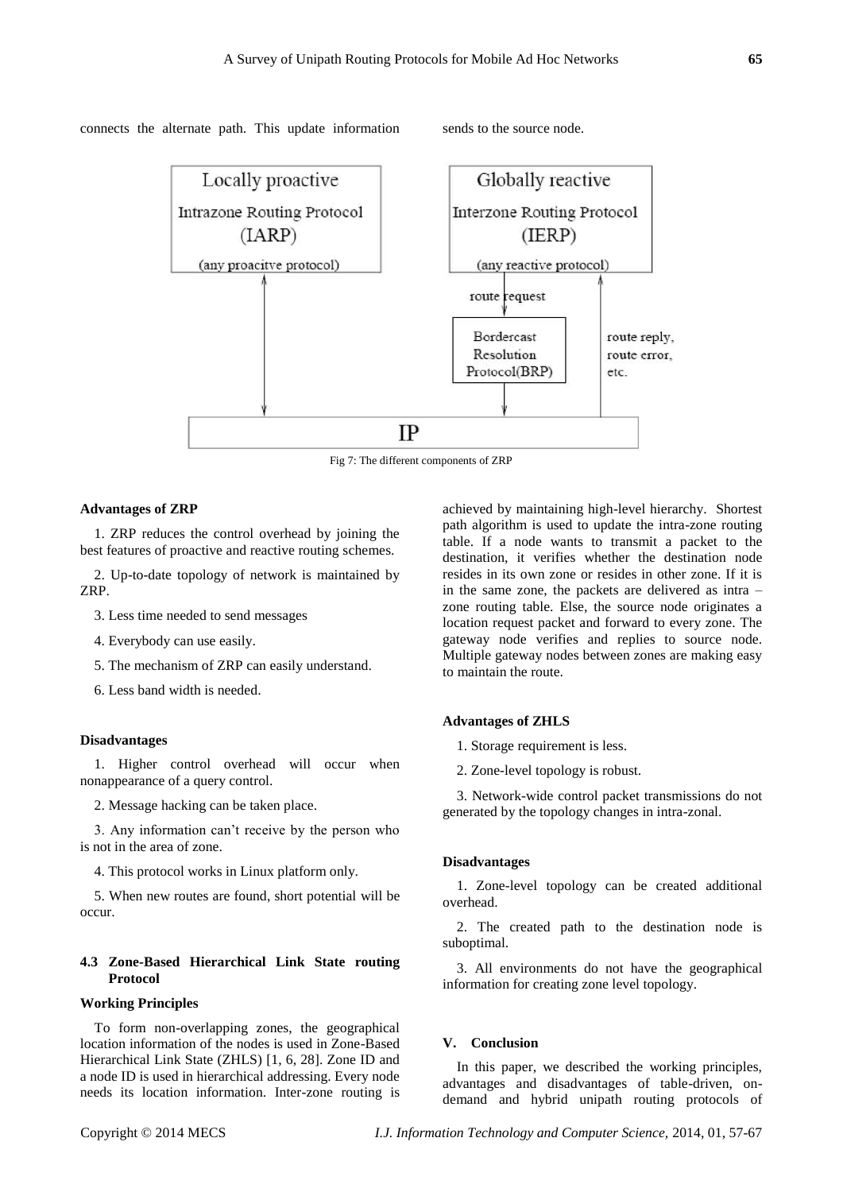connects the alternate path. This update information sends to the source node.

Fig 7: The different components of ZRP

**Advantages of ZRP**

1. ZRP reduces the control overhead by joining the best features of proactive and reactive routing schemes.

2. Up-to-date topology of network is maintained by ZRP.

3. Less time needed to send messages

4. Everybody can use easily.

5. The mechanism of ZRP can easily understand.

6. Less band width is needed.

**Disadvantages**

1. Higher control overhead will occur when nonappearance of a query control.

2. Message hacking can be taken place.

3. Any information can't receive by the person who is not in the area of zone.

4. This protocol works in Linux platform only.

5. When new routes are found, short potential will be occur.

### 4.3 Zone-Based Hierarchical Link State routing Protocol

**Working Principles**

To form non-overlapping zones, the geographical location information of the nodes is used in Zone-Based Hierarchical Link State (ZHLS) [1, 6, 28]. Zone ID and a node ID is used in hierarchical addressing. Every node needs its location information. Inter-zone routing is achieved by maintaining high-level hierarchy. Shortest path algorithm is used to update the intra-zone routing table. If a node wants to transmit a packet to the destination, it verifies whether the destination node resides in its own zone or resides in other zone. If it is in the same zone, the packets are delivered as intra – zone routing table. Else, the source node originates a location request packet and forward to every zone. The gateway node verifies and replies to source node. Multiple gateway nodes between zones are making easy to maintain the route.

**Advantages of ZHLS**

1. Storage requirement is less.

2. Zone-level topology is robust.

3. Network-wide control packet transmissions do not generated by the topology changes in intra-zonal.

**Disadvantages**

1. Zone-level topology can be created additional overhead.

2. The created path to the destination node is suboptimal.

3. All environments do not have the geographical information for creating zone level topology.

## V. Conclusion

In this paper, we described the working principles, advantages and disadvantages of table-driven, on-demand and hybrid unipath routing protocols of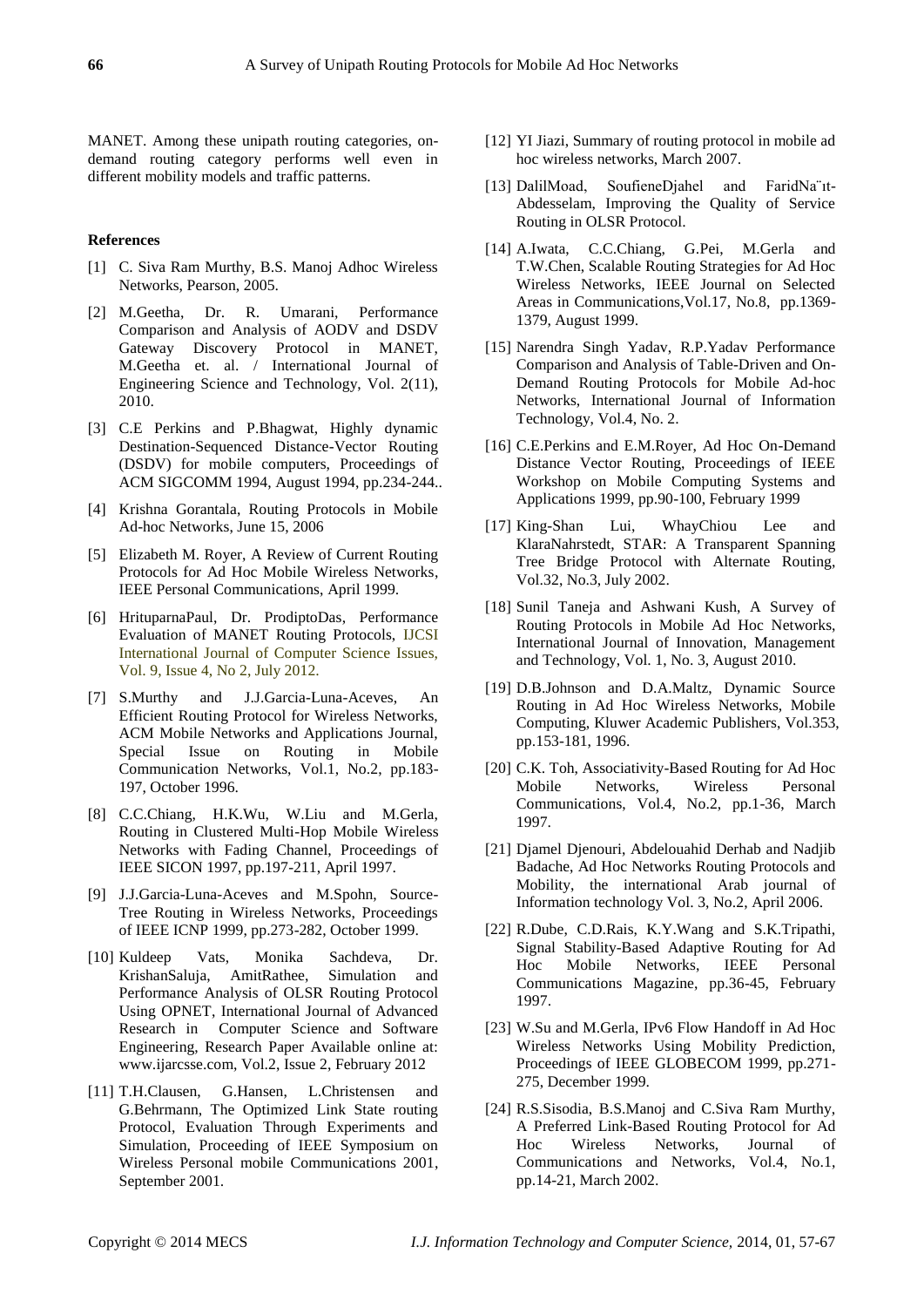MANET. Among these unipath routing categories, on-demand routing category performs well even in different mobility models and traffic patterns.

## References

[1] C. Siva Ram Murthy, B.S. Manoj Adhoc Wireless Networks, Pearson, 2005.

[2] M.Geetha, Dr. R. Umarani, Performance Comparison and Analysis of AODV and DSDV Gateway Discovery Protocol in MANET, M.Geetha et. al. / International Journal of Engineering Science and Technology, Vol. 2(11), 2010.

[3] C.E Perkins and P.Bhagwat, Highly dynamic Destination-Sequenced Distance-Vector Routing (DSDV) for mobile computers, Proceedings of ACM SIGCOMM 1994, August 1994, pp.234-244..

[4] Krishna Gorantala, Routing Protocols in Mobile Ad-hoc Networks, June 15, 2006

[5] Elizabeth M. Royer, A Review of Current Routing Protocols for Ad Hoc Mobile Wireless Networks, IEEE Personal Communications, April 1999.

[6] HrituparnaPaul, Dr. ProdiptoDas, Performance Evaluation of MANET Routing Protocols, IJCSI International Journal of Computer Science Issues, Vol. 9, Issue 4, No 2, July 2012.

[7] S.Murthy and J.J.Garcia-Luna-Aceves, An Efficient Routing Protocol for Wireless Networks, ACM Mobile Networks and Applications Journal, Special Issue on Routing in Mobile Communication Networks, Vol.1, No.2, pp.183-197, October 1996.

[8] C.C.Chiang, H.K.Wu, W.Liu and M.Gerla, Routing in Clustered Multi-Hop Mobile Wireless Networks with Fading Channel, Proceedings of IEEE SICON 1997, pp.197-211, April 1997.

[9] J.J.Garcia-Luna-Aceves and M.Spohn, Source-Tree Routing in Wireless Networks, Proceedings of IEEE ICNP 1999, pp.273-282, October 1999.

[10] Kuldeep Vats, Monika Sachdeva, Dr. KrishanSaluja, AmitRathee, Simulation and Performance Analysis of OLSR Routing Protocol Using OPNET, International Journal of Advanced Research in Computer Science and Software Engineering, Research Paper Available online at: www.ijarcsse.com, Vol.2, Issue 2, February 2012

[11] T.H.Clausen, G.Hansen, L.Christensen and G.Behrmann, The Optimized Link State routing Protocol, Evaluation Through Experiments and Simulation, Proceeding of IEEE Symposium on Wireless Personal mobile Communications 2001, September 2001.

[12] YI Jiazi, Summary of routing protocol in mobile ad hoc wireless networks, March 2007.

[13] DalilMoad, SoufieneDjahel and FaridNa¨ıt-Abdesselam, Improving the Quality of Service Routing in OLSR Protocol.

[14] A.Iwata, C.C.Chiang, G.Pei, M.Gerla and T.W.Chen, Scalable Routing Strategies for Ad Hoc Wireless Networks, IEEE Journal on Selected Areas in Communications,Vol.17, No.8, pp.1369-1379, August 1999.

[15] Narendra Singh Yadav, R.P.Yadav Performance Comparison and Analysis of Table-Driven and On-Demand Routing Protocols for Mobile Ad-hoc Networks, International Journal of Information Technology, Vol.4, No. 2.

[16] C.E.Perkins and E.M.Royer, Ad Hoc On-Demand Distance Vector Routing, Proceedings of IEEE Workshop on Mobile Computing Systems and Applications 1999, pp.90-100, February 1999

[17] King-Shan Lui, WhayChiou Lee and KlaraNahrstedt, STAR: A Transparent Spanning Tree Bridge Protocol with Alternate Routing, Vol.32, No.3, July 2002.

[18] Sunil Taneja and Ashwani Kush, A Survey of Routing Protocols in Mobile Ad Hoc Networks, International Journal of Innovation, Management and Technology, Vol. 1, No. 3, August 2010.

[19] D.B.Johnson and D.A.Maltz, Dynamic Source Routing in Ad Hoc Wireless Networks, Mobile Computing, Kluwer Academic Publishers, Vol.353, pp.153-181, 1996.

[20] C.K. Toh, Associativity-Based Routing for Ad Hoc Mobile Networks, Wireless Personal Communications, Vol.4, No.2, pp.1-36, March 1997.

[21] Djamel Djenouri, Abdelouahid Derhab and Nadjib Badache, Ad Hoc Networks Routing Protocols and Mobility, the international Arab journal of Information technology Vol. 3, No.2, April 2006.

[22] R.Dube, C.D.Rais, K.Y.Wang and S.K.Tripathi, Signal Stability-Based Adaptive Routing for Ad Hoc Mobile Networks, IEEE Personal Communications Magazine, pp.36-45, February 1997.

[23] W.Su and M.Gerla, IPv6 Flow Handoff in Ad Hoc Wireless Networks Using Mobility Prediction, Proceedings of IEEE GLOBECOM 1999, pp.271-275, December 1999.

[24] R.S.Sisodia, B.S.Manoj and C.Siva Ram Murthy, A Preferred Link-Based Routing Protocol for Ad Hoc Wireless Networks, Journal of Communications and Networks, Vol.4, No.1, pp.14-21, March 2002.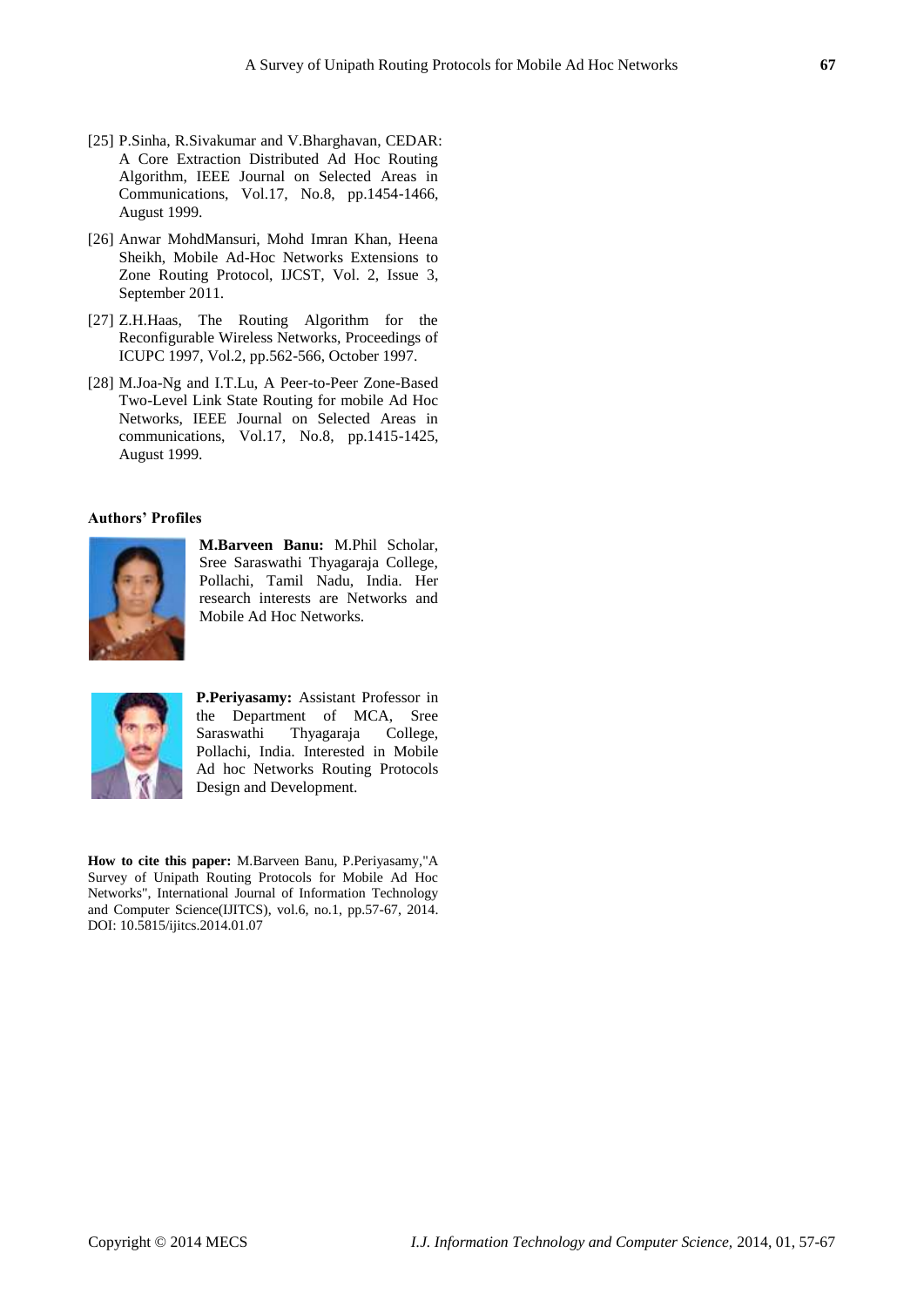[25] P.Sinha, R.Sivakumar and V.Bharghavan, CEDAR: A Core Extraction Distributed Ad Hoc Routing Algorithm, IEEE Journal on Selected Areas in Communications, Vol.17, No.8, pp.1454-1466, August 1999.

[26] Anwar MohdMansuri, Mohd Imran Khan, Heena Sheikh, Mobile Ad-Hoc Networks Extensions to Zone Routing Protocol, IJCST, Vol. 2, Issue 3, September 2011.

[27] Z.H.Haas, The Routing Algorithm for the Reconfigurable Wireless Networks, Proceedings of ICUPC 1997, Vol.2, pp.562-566, October 1997.

[28] M.Joa-Ng and I.T.Lu, A Peer-to-Peer Zone-Based Two-Level Link State Routing for mobile Ad Hoc Networks, IEEE Journal on Selected Areas in communications, Vol.17, No.8, pp.1415-1425, August 1999.

**Authors' Profiles**

**M.Barveen Banu:** M.Phil Scholar, Sree Saraswathi Thyagaraja College, Pollachi, Tamil Nadu, India. Her research interests are Networks and Mobile Ad Hoc Networks.

**P.Periyasamy:** Assistant Professor in the Department of MCA, Sree Saraswathi Thyagaraja College, Pollachi, India. Interested in Mobile Ad hoc Networks Routing Protocols Design and Development.

**How to cite this paper:** M.Barveen Banu, P.Periyasamy,"A Survey of Unipath Routing Protocols for Mobile Ad Hoc Networks", International Journal of Information Technology and Computer Science(IJITCS), vol.6, no.1, pp.57-67, 2014. DOI: 10.5815/ijitcs.2014.01.07